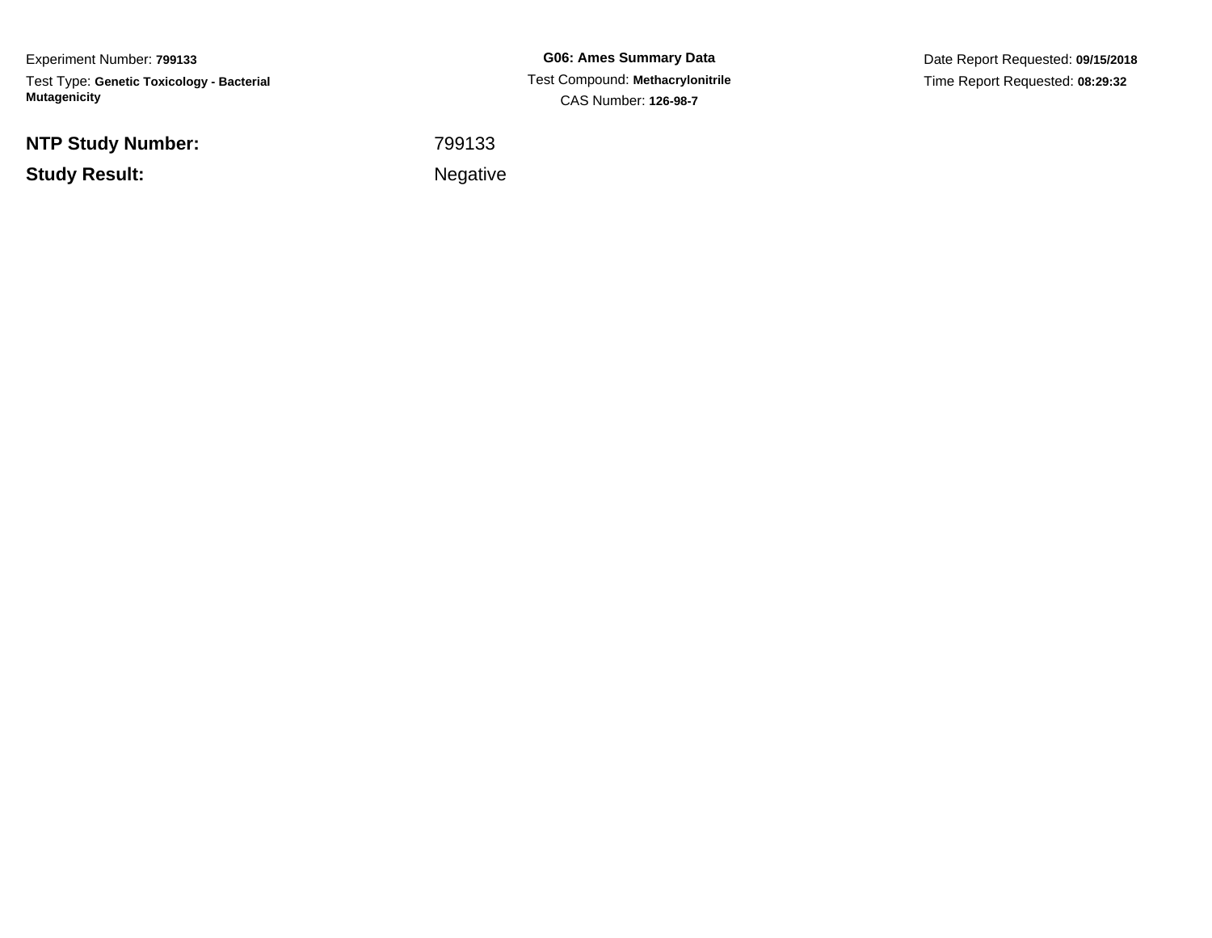Experiment Number: **799133**

Test Type: **Genetic Toxicology - Bacterial Mutagenicity**

**G06: Ames Summary Data**

Test Compound: **Methacrylonitrile**

CAS Number: **126-98-7**

Date Report Requested: **09/15/2018**

Time Report Requested: **08:29:32**

**NTP Study Number:** 799133

**Study Result:** Negative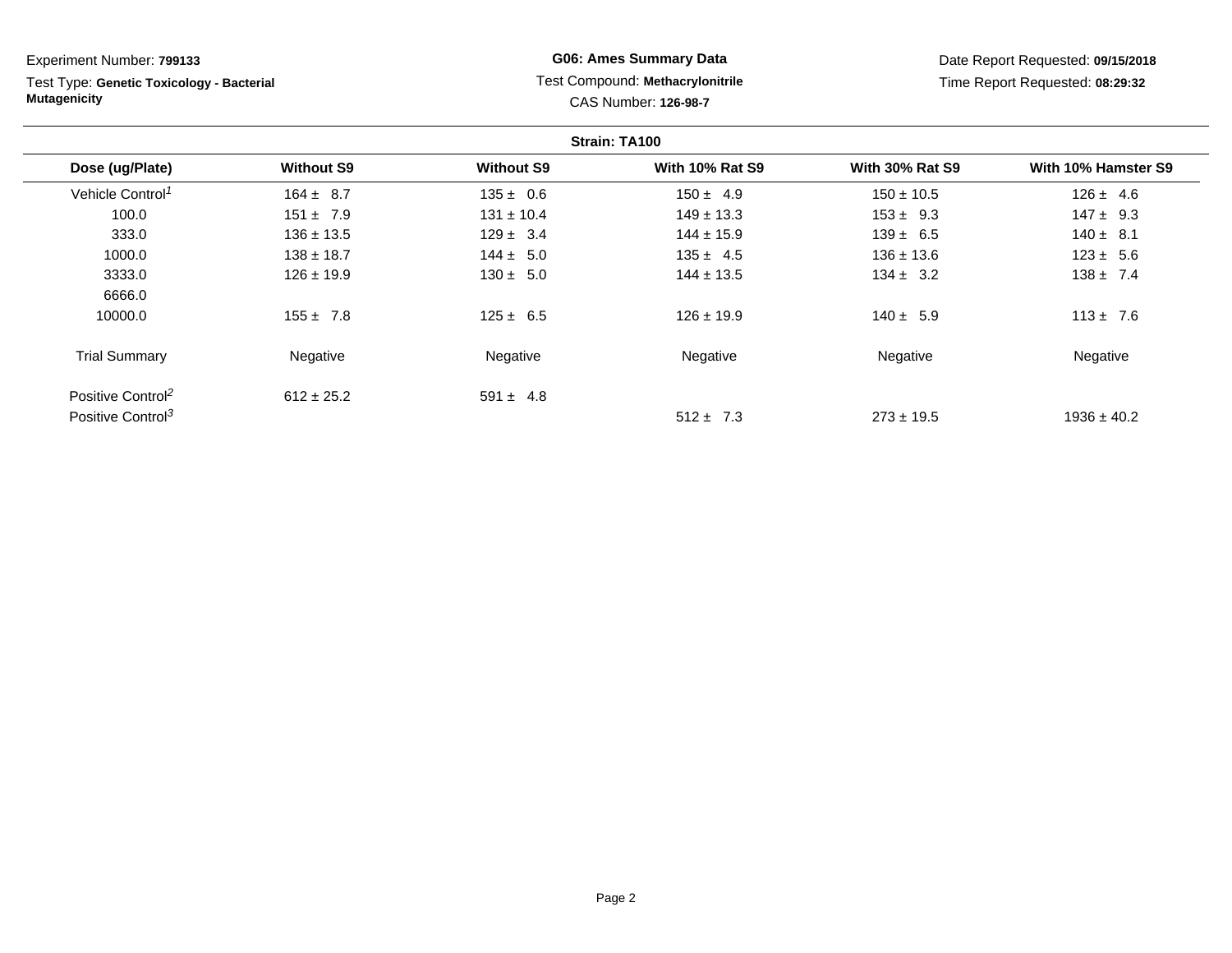Experiment Number: **799133**

Test Type: **Genetic Toxicology - Bacterial Mutagenicity**

**G06: Ames Summary Data**

Test Compound: **Methacrylonitrile**

CAS Number: **126-98-7**

Date Report Requested: **09/15/2018**

Time Report Requested: **08:29:32**

**Strain: TA100**

| Dose (ug/Plate) | Without S9 | Without S9 | With 10% Rat S9 | With 30% Rat S9 | With 10% Hamster S9 |
|---|---|---|---|---|---|
| Vehicle Control[1] | 164 ± 8.7 | 135 ± 0.6 | 150 ± 4.9 | 150 ± 10.5 | 126 ± 4.6 |
| 100.0 | 151 ± 7.9 | 131 ± 10.4 | 149 ± 13.3 | 153 ± 9.3 | 147 ± 9.3 |
| 333.0 | 136 ± 13.5 | 129 ± 3.4 | 144 ± 15.9 | 139 ± 6.5 | 140 ± 8.1 |
| 1000.0 | 138 ± 18.7 | 144 ± 5.0 | 135 ± 4.5 | 136 ± 13.6 | 123 ± 5.6 |
| 3333.0 | 126 ± 19.9 | 130 ± 5.0 | 144 ± 13.5 | 134 ± 3.2 | 138 ± 7.4 |
| 6666.0 | | | | | |
| 10000.0 | 155 ± 7.8 | 125 ± 6.5 | 126 ± 19.9 | 140 ± 5.9 | 113 ± 7.6 |
| Trial Summary | Negative | Negative | Negative | Negative | Negative |
| Positive Control[2] | 612 ± 25.2 | 591 ± 4.8 | | | |
| Positive Control[3] | | | 512 ± 7.3 | 273 ± 19.5 | 1936 ± 40.2 |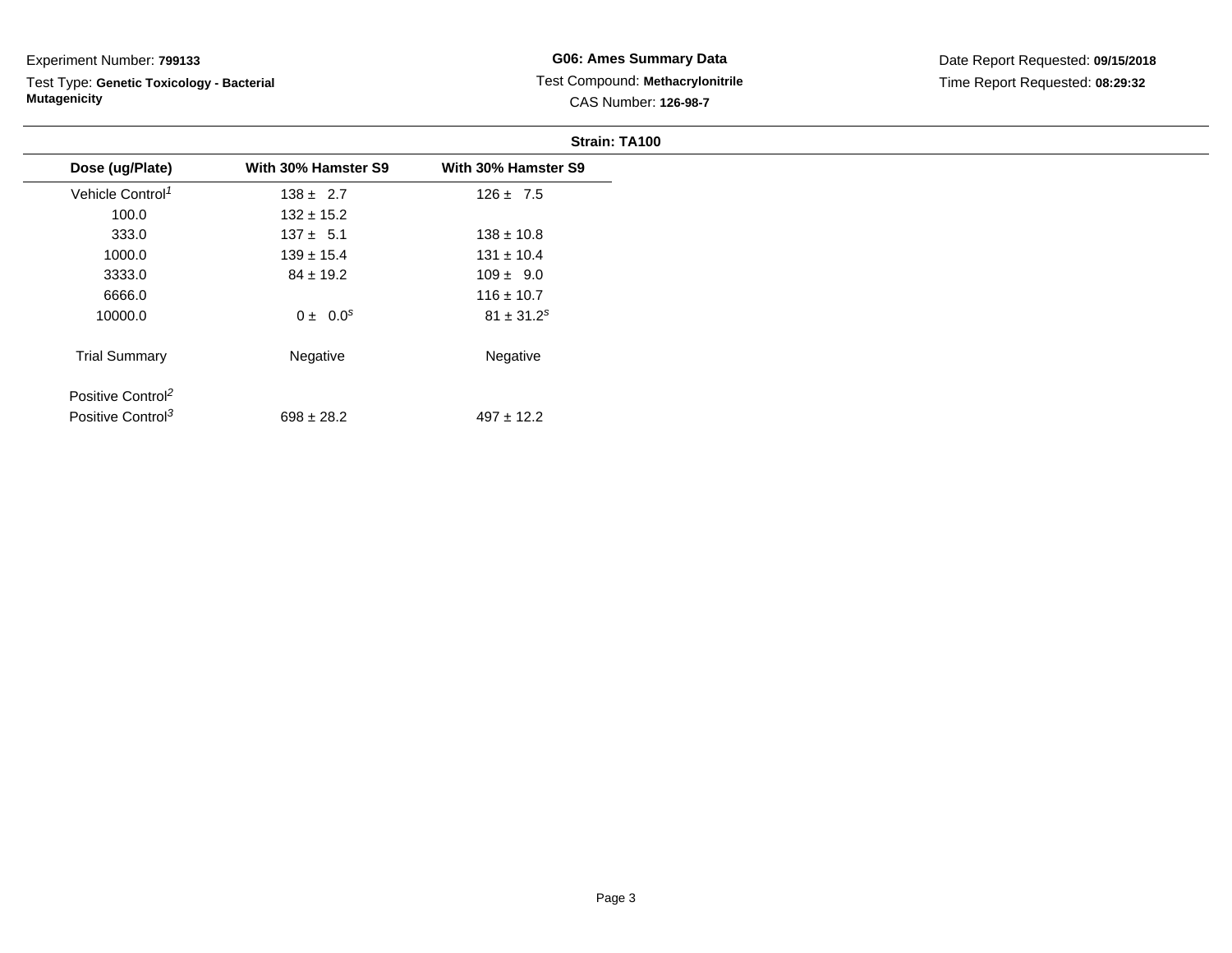Experiment Number: **799133**

Test Type: **Genetic Toxicology - Bacterial Mutagenicity**

**G06: Ames Summary Data**

Test Compound: **Methacrylonitrile**

CAS Number: **126-98-7**

Date Report Requested: **09/15/2018**

Time Report Requested: **08:29:32**

**Strain: TA100**

| Dose (ug/Plate) | With 30% Hamster S9 | With 30% Hamster S9 |
|---|---|---|
| Vehicle Control[1] | 138 ± 2.7 | 126 ± 7.5 |
| 100.0 | 132 ± 15.2 | |
| 333.0 | 137 ± 5.1 | 138 ± 10.8 |
| 1000.0 | 139 ± 15.4 | 131 ± 10.4 |
| 3333.0 | 84 ± 19.2 | 109 ± 9.0 |
| 6666.0 | | 116 ± 10.7 |
| 10000.0 | 0 ± 0.0[s] | 81 ± 31.2[s] |
| Trial Summary | Negative | Negative |
| Positive Control[2] | | |
| Positive Control[3] | 698 ± 28.2 | 497 ± 12.2 |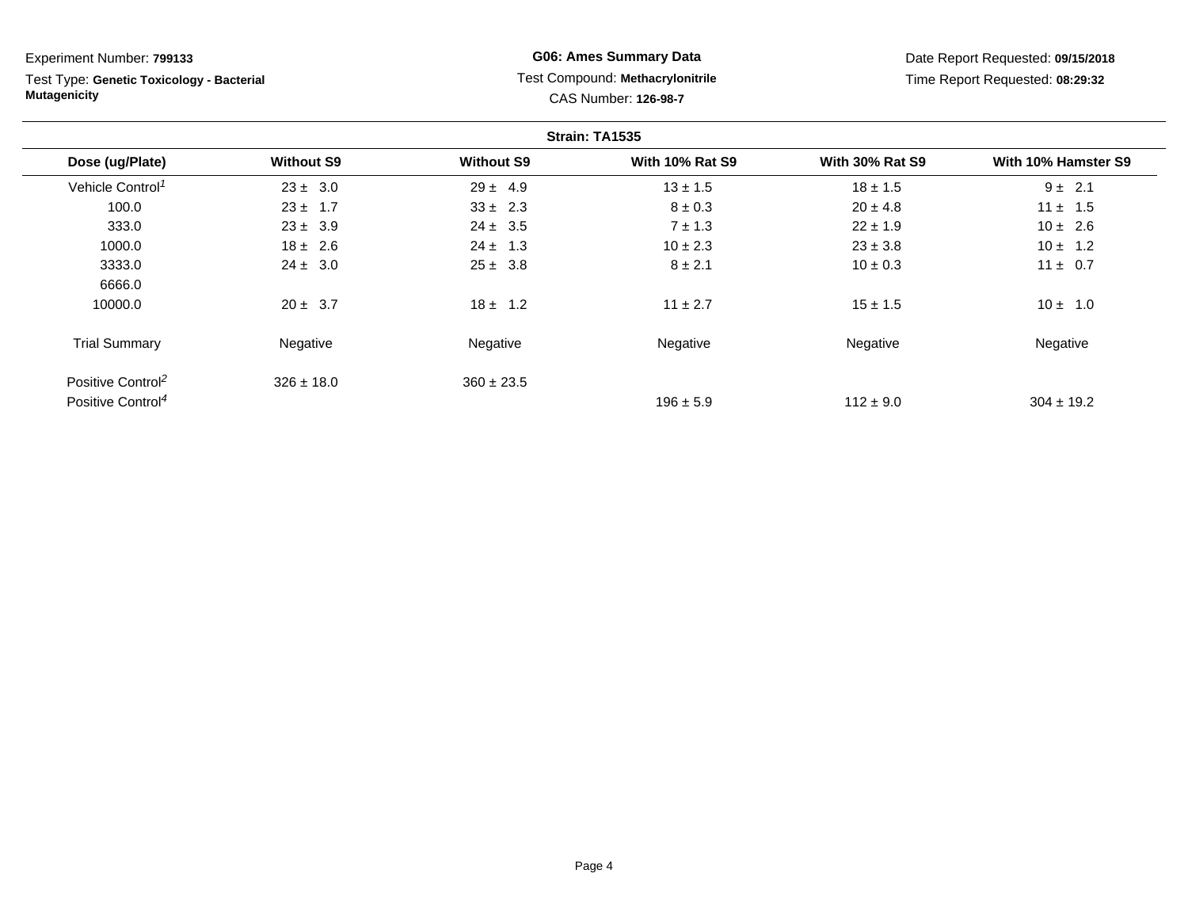Experiment Number: **799133**

Test Type: **Genetic Toxicology - Bacterial Mutagenicity**

**G06: Ames Summary Data**

Test Compound: **Methacrylonitrile**

CAS Number: **126-98-7**

Date Report Requested: **09/15/2018**

Time Report Requested: **08:29:32**

**Strain: TA1535**

| Dose (ug/Plate) | Without S9 | Without S9 | With 10% Rat S9 | With 30% Rat S9 | With 10% Hamster S9 |
|---|---|---|---|---|---|
| Vehicle Control[1] | 23 ± 3.0 | 29 ± 4.9 | 13 ± 1.5 | 18 ± 1.5 | 9 ± 2.1 |
| 100.0 | 23 ± 1.7 | 33 ± 2.3 | 8 ± 0.3 | 20 ± 4.8 | 11 ± 1.5 |
| 333.0 | 23 ± 3.9 | 24 ± 3.5 | 7 ± 1.3 | 22 ± 1.9 | 10 ± 2.6 |
| 1000.0 | 18 ± 2.6 | 24 ± 1.3 | 10 ± 2.3 | 23 ± 3.8 | 10 ± 1.2 |
| 3333.0 | 24 ± 3.0 | 25 ± 3.8 | 8 ± 2.1 | 10 ± 0.3 | 11 ± 0.7 |
| 6666.0 | | | | | |
| 10000.0 | 20 ± 3.7 | 18 ± 1.2 | 11 ± 2.7 | 15 ± 1.5 | 10 ± 1.0 |
| Trial Summary | Negative | Negative | Negative | Negative | Negative |
| Positive Control[2] | 326 ± 18.0 | 360 ± 23.5 | | | |
| Positive Control[4] | | | 196 ± 5.9 | 112 ± 9.0 | 304 ± 19.2 |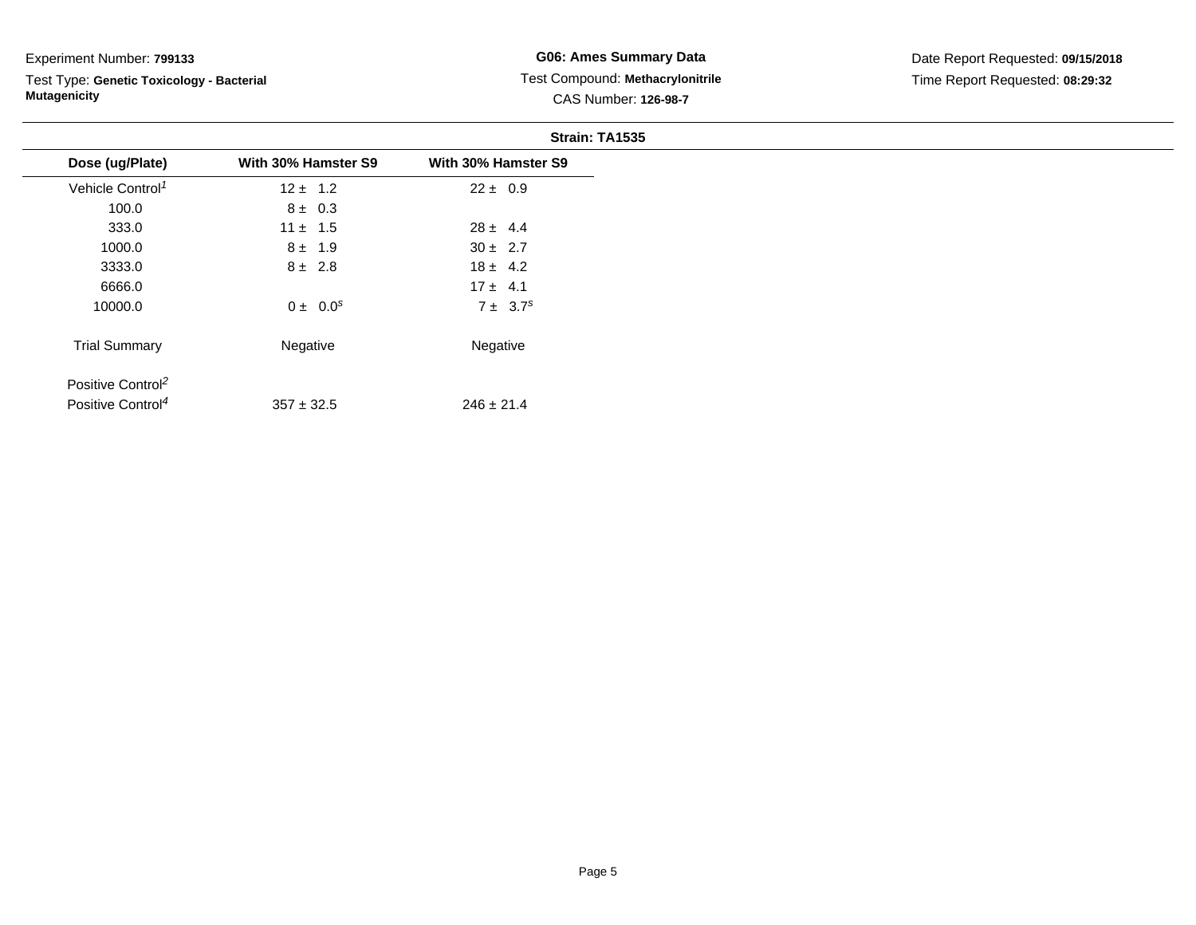Experiment Number: **799133**

Test Type: **Genetic Toxicology - Bacterial Mutagenicity**

**G06: Ames Summary Data**

Test Compound: **Methacrylonitrile**

CAS Number: **126-98-7**

Date Report Requested: **09/15/2018**

Time Report Requested: **08:29:32**

**Strain: TA1535**

| Dose (ug/Plate) | With 30% Hamster S9 | With 30% Hamster S9 |
|---|---|---|
| Vehicle Control[1] | 12 ± 1.2 | 22 ± 0.9 |
| 100.0 | 8 ± 0.3 | |
| 333.0 | 11 ± 1.5 | 28 ± 4.4 |
| 1000.0 | 8 ± 1.9 | 30 ± 2.7 |
| 3333.0 | 8 ± 2.8 | 18 ± 4.2 |
| 6666.0 | | 17 ± 4.1 |
| 10000.0 | 0 ± 0.0[s] | 7 ± 3.7[s] |
| Trial Summary | Negative | Negative |
| Positive Control[2] | | |
| Positive Control[4] | 357 ± 32.5 | 246 ± 21.4 |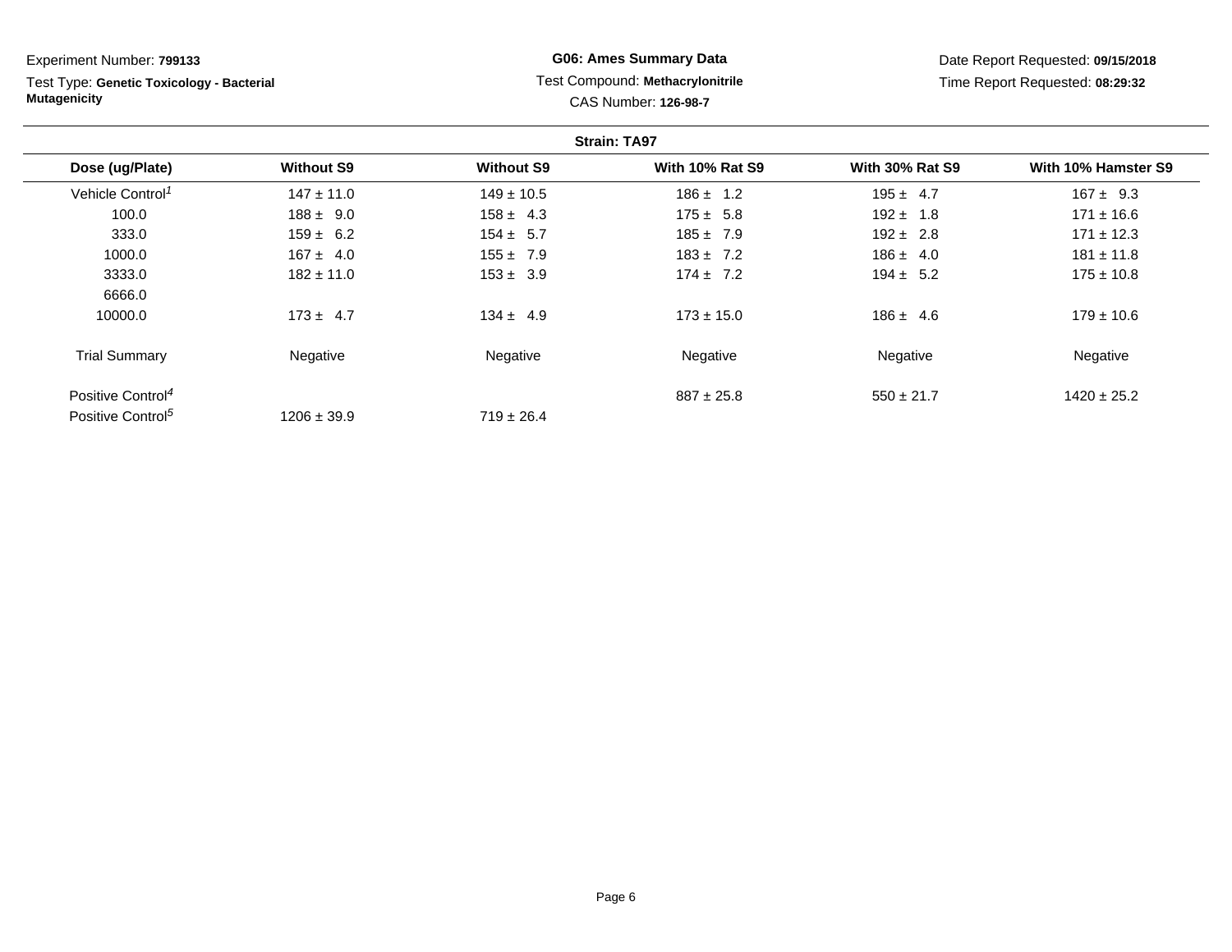Experiment Number: **799133**

Test Type: **Genetic Toxicology - Bacterial Mutagenicity**

**G06: Ames Summary Data**

Test Compound: **Methacrylonitrile**

CAS Number: **126-98-7**

Date Report Requested: **09/15/2018**

Time Report Requested: **08:29:32**

**Strain: TA97**

| Dose (ug/Plate) | Without S9 | Without S9 | With 10% Rat S9 | With 30% Rat S9 | With 10% Hamster S9 |
|---|---|---|---|---|---|
| Vehicle Control[1] | 147 ± 11.0 | 149 ± 10.5 | 186 ± 1.2 | 195 ± 4.7 | 167 ± 9.3 |
| 100.0 | 188 ± 9.0 | 158 ± 4.3 | 175 ± 5.8 | 192 ± 1.8 | 171 ± 16.6 |
| 333.0 | 159 ± 6.2 | 154 ± 5.7 | 185 ± 7.9 | 192 ± 2.8 | 171 ± 12.3 |
| 1000.0 | 167 ± 4.0 | 155 ± 7.9 | 183 ± 7.2 | 186 ± 4.0 | 181 ± 11.8 |
| 3333.0 | 182 ± 11.0 | 153 ± 3.9 | 174 ± 7.2 | 194 ± 5.2 | 175 ± 10.8 |
| 6666.0 | | | | | |
| 10000.0 | 173 ± 4.7 | 134 ± 4.9 | 173 ± 15.0 | 186 ± 4.6 | 179 ± 10.6 |
| Trial Summary | Negative | Negative | Negative | Negative | Negative |
| Positive Control[4] | | | 887 ± 25.8 | 550 ± 21.7 | 1420 ± 25.2 |
| Positive Control[5] | 1206 ± 39.9 | 719 ± 26.4 | | | |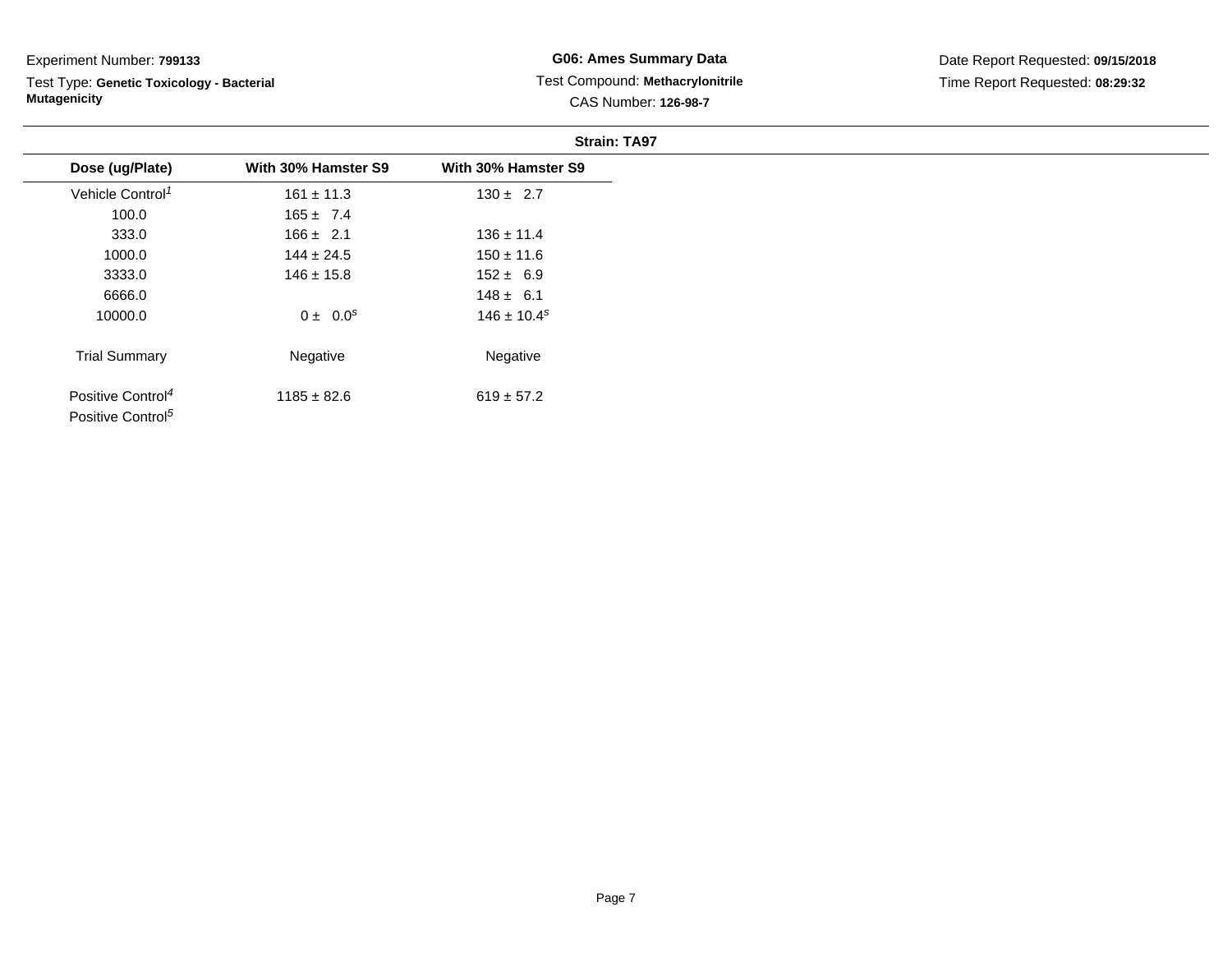Experiment Number: **799133**

Test Type: **Genetic Toxicology - Bacterial Mutagenicity**

**G06: Ames Summary Data**

Test Compound: **Methacrylonitrile**

CAS Number: **126-98-7**

Date Report Requested: **09/15/2018**

Time Report Requested: **08:29:32**

**Strain: TA97**

| Dose (ug/Plate) | With 30% Hamster S9 | With 30% Hamster S9 |
|---|---|---|
| Vehicle Control[1] | 161 ± 11.3 | 130 ± 2.7 |
| 100.0 | 165 ± 7.4 | |
| 333.0 | 166 ± 2.1 | 136 ± 11.4 |
| 1000.0 | 144 ± 24.5 | 150 ± 11.6 |
| 3333.0 | 146 ± 15.8 | 152 ± 6.9 |
| 6666.0 | | 148 ± 6.1 |
| 10000.0 | 0 ± 0.0[s] | 146 ± 10.4[s] |
| Trial Summary | Negative | Negative |
| Positive Control[4] | 1185 ± 82.6 | 619 ± 57.2 |
| Positive Control[5] | | |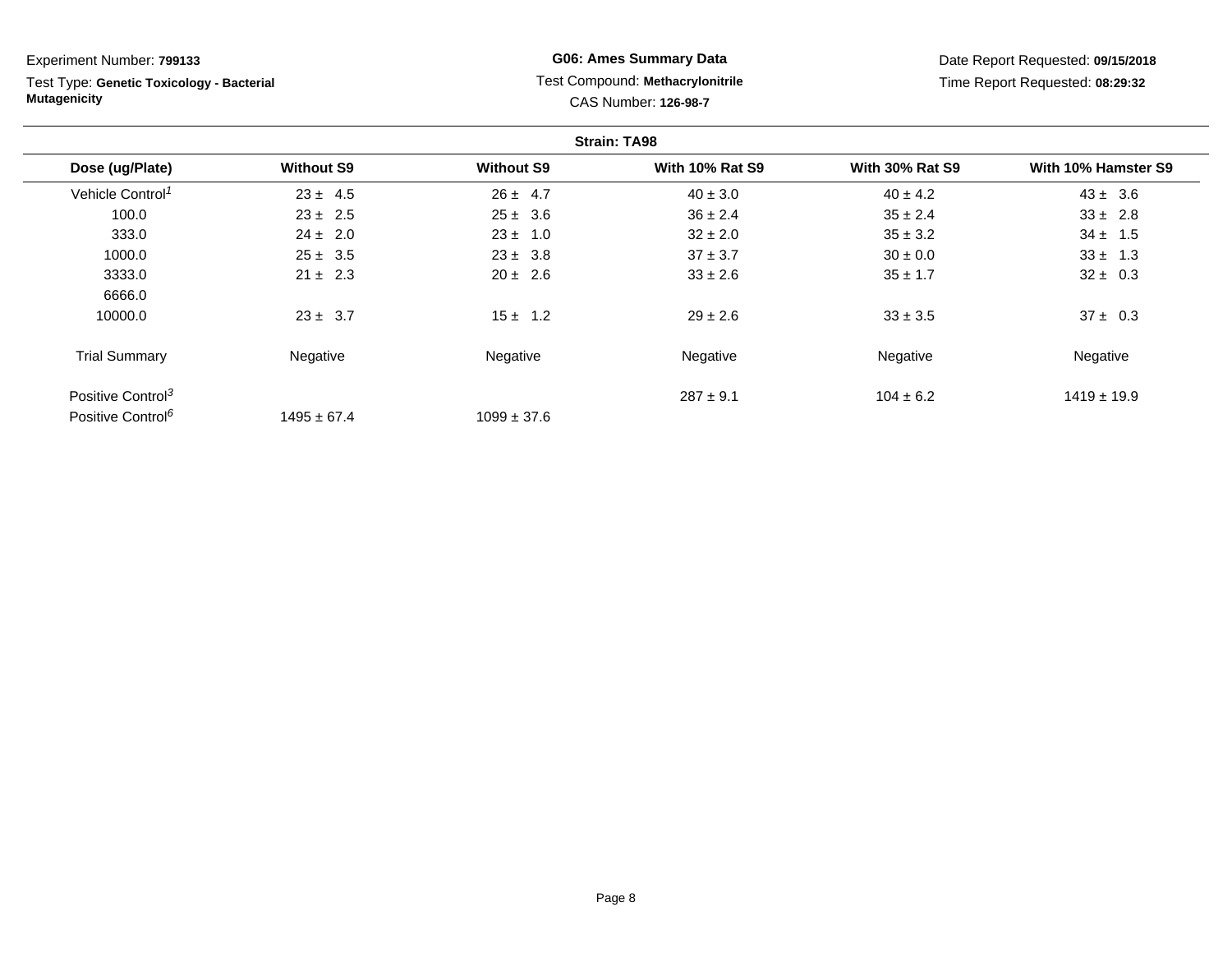Experiment Number: **799133**

Test Type: **Genetic Toxicology - Bacterial Mutagenicity**

**G06: Ames Summary Data**

Test Compound: **Methacrylonitrile**

CAS Number: **126-98-7**

Date Report Requested: **09/15/2018**

Time Report Requested: **08:29:32**

**Strain: TA98**

| Dose (ug/Plate) | Without S9 | Without S9 | With 10% Rat S9 | With 30% Rat S9 | With 10% Hamster S9 |
|---|---|---|---|---|---|
| Vehicle Control[1] | 23 ± 4.5 | 26 ± 4.7 | 40 ± 3.0 | 40 ± 4.2 | 43 ± 3.6 |
| 100.0 | 23 ± 2.5 | 25 ± 3.6 | 36 ± 2.4 | 35 ± 2.4 | 33 ± 2.8 |
| 333.0 | 24 ± 2.0 | 23 ± 1.0 | 32 ± 2.0 | 35 ± 3.2 | 34 ± 1.5 |
| 1000.0 | 25 ± 3.5 | 23 ± 3.8 | 37 ± 3.7 | 30 ± 0.0 | 33 ± 1.3 |
| 3333.0 | 21 ± 2.3 | 20 ± 2.6 | 33 ± 2.6 | 35 ± 1.7 | 32 ± 0.3 |
| 6666.0 | | | | | |
| 10000.0 | 23 ± 3.7 | 15 ± 1.2 | 29 ± 2.6 | 33 ± 3.5 | 37 ± 0.3 |
| Trial Summary | Negative | Negative | Negative | Negative | Negative |
| Positive Control[3] | | | 287 ± 9.1 | 104 ± 6.2 | 1419 ± 19.9 |
| Positive Control[6] | 1495 ± 67.4 | 1099 ± 37.6 | | | |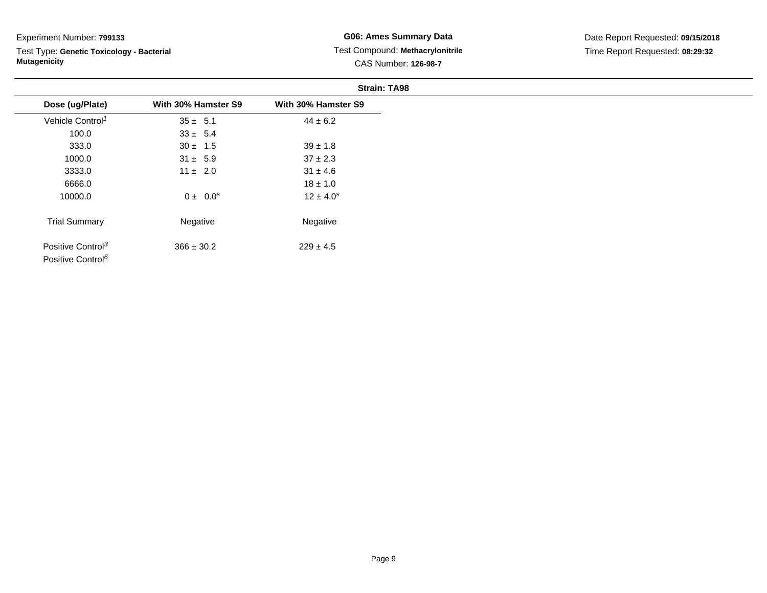Experiment Number: **799133**

Test Type: **Genetic Toxicology - Bacterial Mutagenicity**

**G06: Ames Summary Data**

Test Compound: **Methacrylonitrile**

CAS Number: **126-98-7**

Date Report Requested: **09/15/2018**

Time Report Requested: **08:29:32**

**Strain: TA98**

| Dose (ug/Plate) | With 30% Hamster S9 | With 30% Hamster S9 |
|---|---|---|
| Vehicle Control[1] | 35 ± 5.1 | 44 ± 6.2 |
| 100.0 | 33 ± 5.4 | |
| 333.0 | 30 ± 1.5 | 39 ± 1.8 |
| 1000.0 | 31 ± 5.9 | 37 ± 2.3 |
| 3333.0 | 11 ± 2.0 | 31 ± 4.6 |
| 6666.0 | | 18 ± 1.0 |
| 10000.0 | 0 ± 0.0[s] | 12 ± 4.0[s] |
| Trial Summary | Negative | Negative |
| Positive Control[3] | 366 ± 30.2 | 229 ± 4.5 |
| Positive Control[6] | | |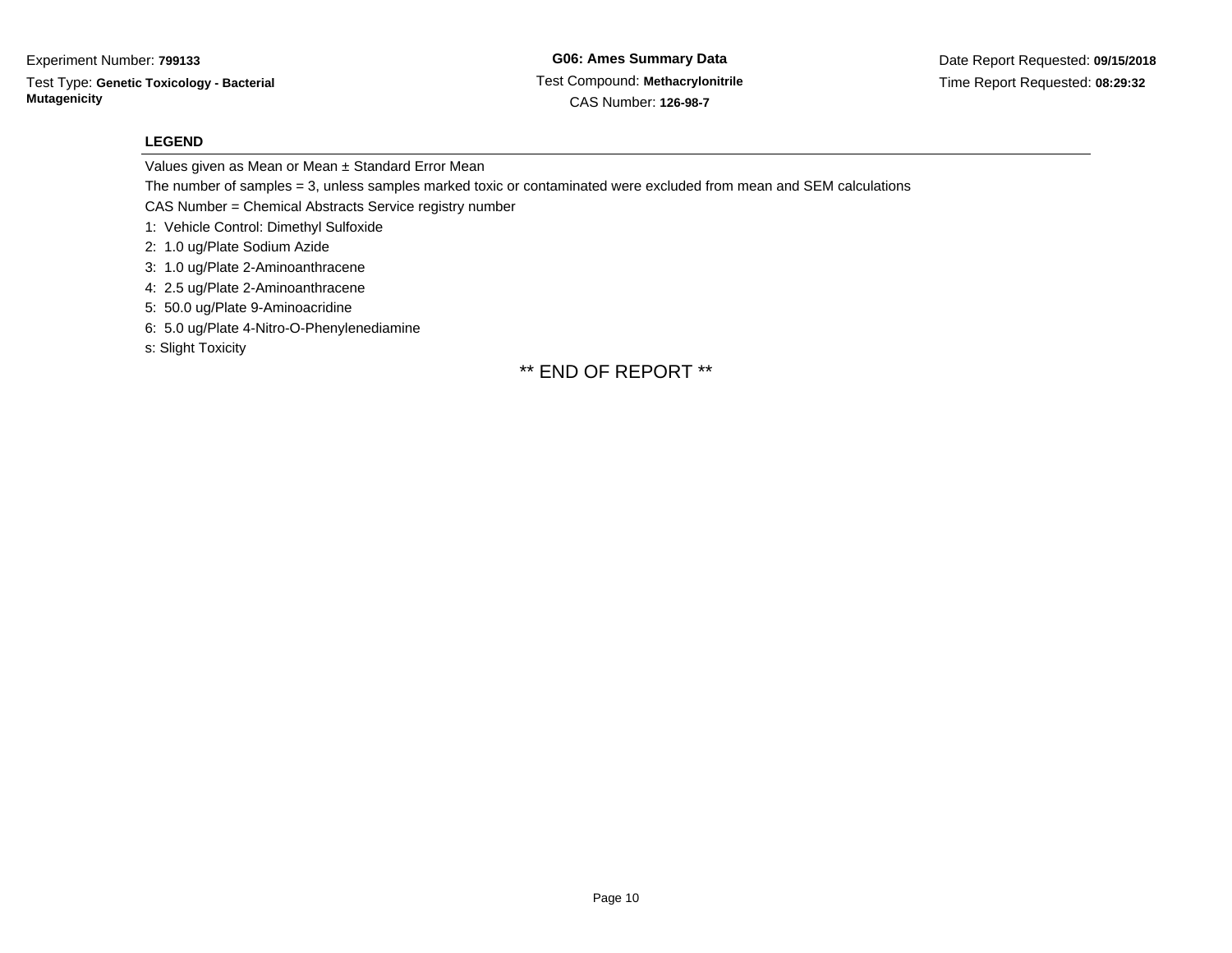Experiment Number: **799133**

Test Type: **Genetic Toxicology - Bacterial Mutagenicity**

**G06: Ames Summary Data**

Test Compound: **Methacrylonitrile**

CAS Number: **126-98-7**

Date Report Requested: **09/15/2018**

Time Report Requested: **08:29:32**

**LEGEND**

Values given as Mean or Mean ± Standard Error Mean

The number of samples = 3, unless samples marked toxic or contaminated were excluded from mean and SEM calculations

CAS Number = Chemical Abstracts Service registry number

1: Vehicle Control: Dimethyl Sulfoxide

2: 1.0 ug/Plate Sodium Azide

3: 1.0 ug/Plate 2-Aminoanthracene

4: 2.5 ug/Plate 2-Aminoanthracene

5: 50.0 ug/Plate 9-Aminoacridine

6: 5.0 ug/Plate 4-Nitro-O-Phenylenediamine

s: Slight Toxicity

** END OF REPORT **